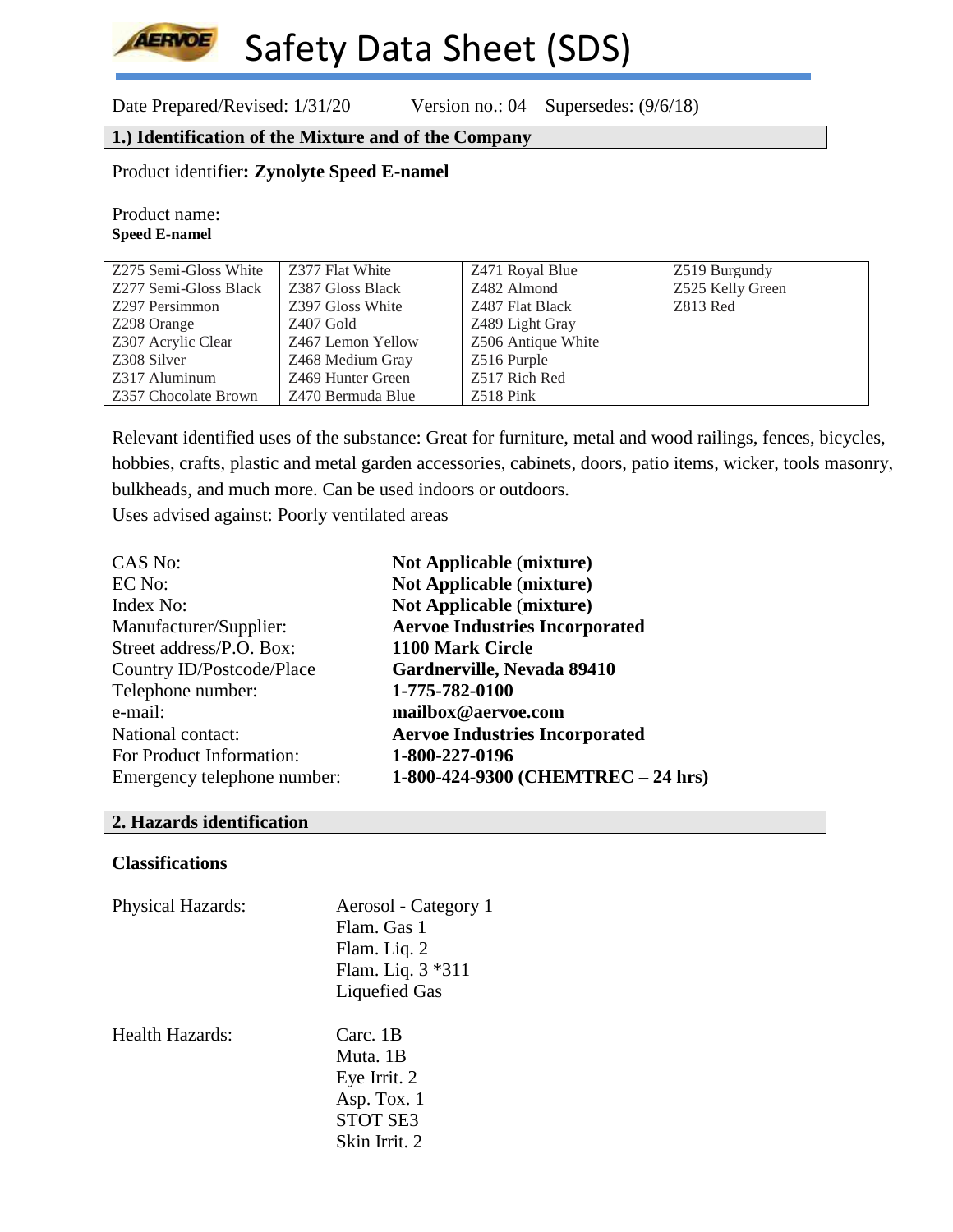# Safety Data Sheet (SDS)

Date Prepared/Revised: 1/31/20 Version no.: 04 Supersedes: (9/6/18)

## 1.) Identification of the Mixture and of the Company

Product identifier**: Zynolyte Speed E-namel**

Product name:
**Speed E-namel**

| | | | |
|---|---|---|---|
| Z275 Semi-Gloss White | Z377 Flat White | Z471 Royal Blue | Z519 Burgundy |
| Z277 Semi-Gloss Black | Z387 Gloss Black | Z482 Almond | Z525 Kelly Green |
| Z297 Persimmon | Z397 Gloss White | Z487 Flat Black | Z813 Red |
| Z298 Orange | Z407 Gold | Z489 Light Gray | |
| Z307 Acrylic Clear | Z467 Lemon Yellow | Z506 Antique White | |
| Z308 Silver | Z468 Medium Gray | Z516 Purple | |
| Z317 Aluminum | Z469 Hunter Green | Z517 Rich Red | |
| Z357 Chocolate Brown | Z470 Bermuda Blue | Z518 Pink | |

Relevant identified uses of the substance: Great for furniture, metal and wood railings, fences, bicycles, hobbies, crafts, plastic and metal garden accessories, cabinets, doors, patio items, wicker, tools masonry, bulkheads, and much more. Can be used indoors or outdoors.
Uses advised against: Poorly ventilated areas

| | |
|---|---|
| CAS No: | **Not Applicable (mixture)** |
| EC No: | **Not Applicable (mixture)** |
| Index No: | **Not Applicable (mixture)** |
| Manufacturer/Supplier: | **Aervoe Industries Incorporated** |
| Street address/P.O. Box: | **1100 Mark Circle** |
| Country ID/Postcode/Place | **Gardnerville, Nevada 89410** |
| Telephone number: | **1-775-782-0100** |
| e-mail: | **mailbox@aervoe.com** |
| National contact: | **Aervoe Industries Incorporated** |
| For Product Information: | **1-800-227-0196** |
| Emergency telephone number: | **1-800-424-9300 (CHEMTREC – 24 hrs)** |

## 2. Hazards identification

### Classifications

Physical Hazards:
- Aerosol - Category 1
- Flam. Gas 1
- Flam. Liq. 2
- Flam. Liq. 3 *311
- Liquefied Gas

Health Hazards:
- Carc. 1B
- Muta. 1B
- Eye Irrit. 2
- Asp. Tox. 1
- STOT SE3
- Skin Irrit. 2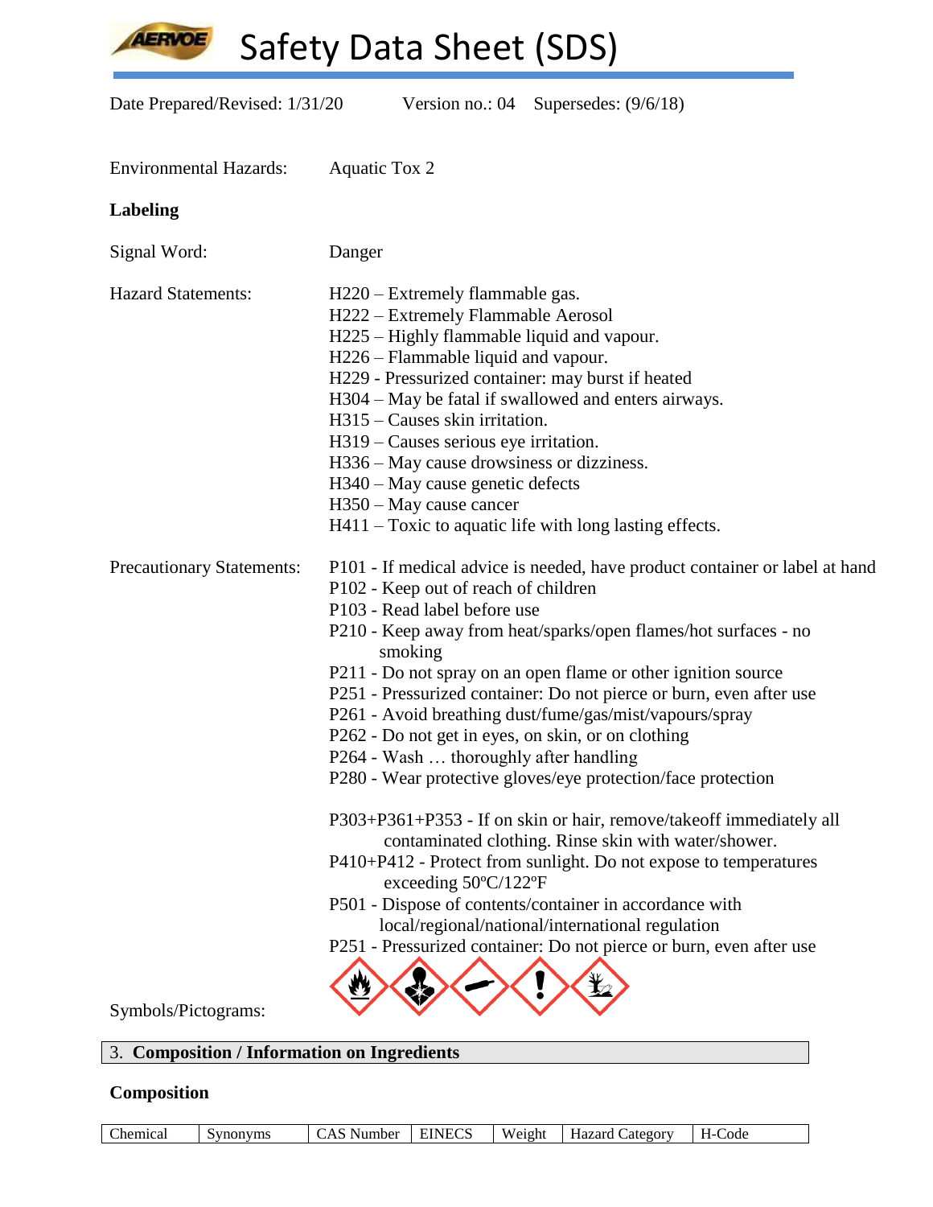Date Prepared/Revised: 1/31/20 Version no.: 04 Supersedes: (9/6/18)

Environmental Hazards: Aquatic Tox 2

**Labeling**

Signal Word: Danger

Hazard Statements:

H220 – Extremely flammable gas.
H222 – Extremely Flammable Aerosol
H225 – Highly flammable liquid and vapour.
H226 – Flammable liquid and vapour.
H229 - Pressurized container: may burst if heated
H304 – May be fatal if swallowed and enters airways.
H315 – Causes skin irritation.
H319 – Causes serious eye irritation.
H336 – May cause drowsiness or dizziness.
H340 – May cause genetic defects
H350 – May cause cancer
H411 – Toxic to aquatic life with long lasting effects.

Precautionary Statements:

P101 - If medical advice is needed, have product container or label at hand
P102 - Keep out of reach of children
P103 - Read label before use
P210 - Keep away from heat/sparks/open flames/hot surfaces - no smoking
P211 - Do not spray on an open flame or other ignition source
P251 - Pressurized container: Do not pierce or burn, even after use
P261 - Avoid breathing dust/fume/gas/mist/vapours/spray
P262 - Do not get in eyes, on skin, or on clothing
P264 - Wash … thoroughly after handling
P280 - Wear protective gloves/eye protection/face protection

P303+P361+P353 - If on skin or hair, remove/takeoff immediately all contaminated clothing. Rinse skin with water/shower.
P410+P412 - Protect from sunlight. Do not expose to temperatures exceeding 50ºC/122ºF
P501 - Dispose of contents/container in accordance with local/regional/national/international regulation
P251 - Pressurized container: Do not pierce or burn, even after use

Symbols/Pictograms:

## 3. Composition / Information on Ingredients

**Composition**

| Chemical | Synonyms | CAS Number | EINECS | Weight | Hazard Category | H-Code |
|---|---|---|---|---|---|---|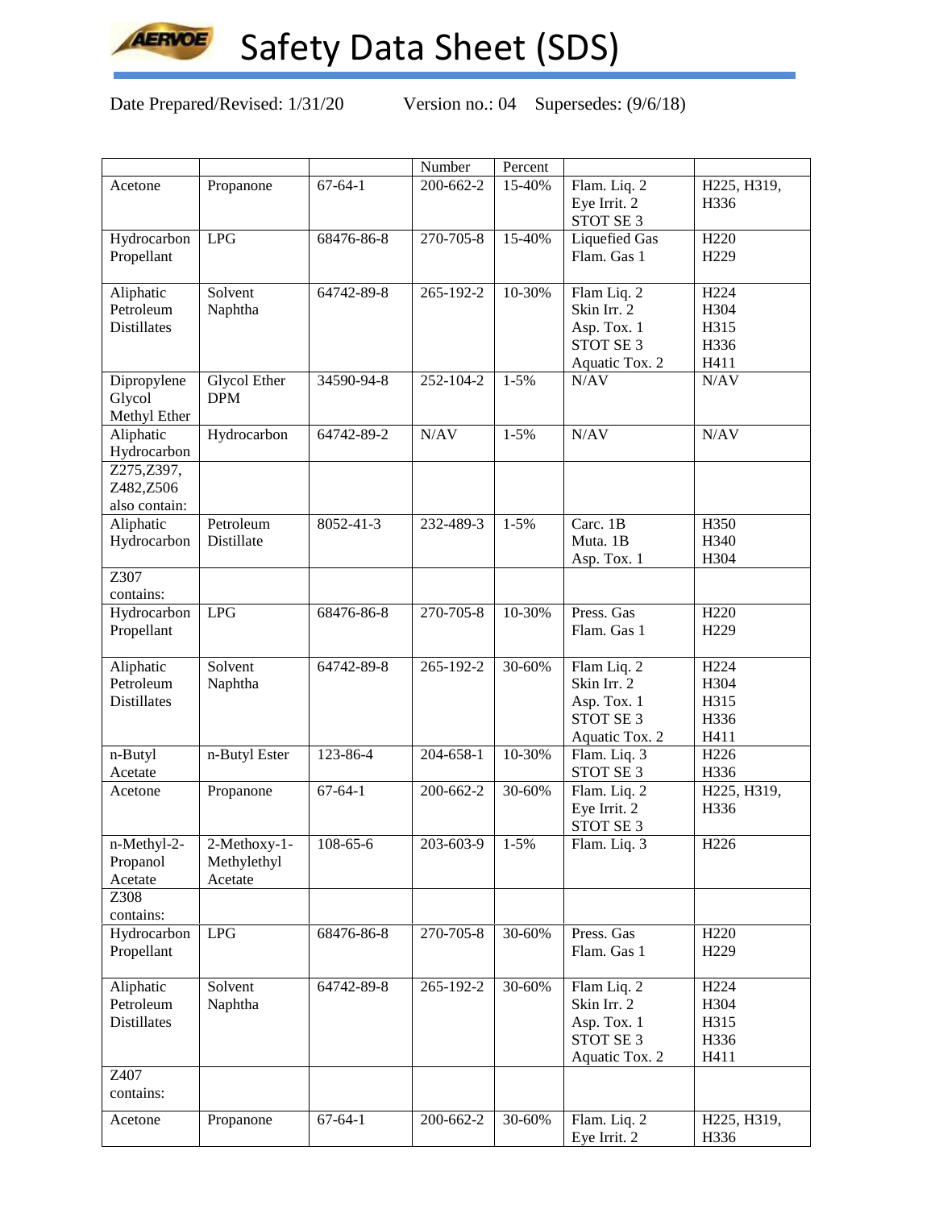# Safety Data Sheet (SDS)

Date Prepared/Revised: 1/31/20 Version no.: 04 Supersedes: (9/6/18)

| | | | Number | Percent | | |
|---|---|---|---|---|---|---|
| Acetone | Propanone | 67-64-1 | 200-662-2 | 15-40% | Flam. Liq. 2<br>Eye Irrit. 2<br>STOT SE 3 | H225, H319, H336 |
| Hydrocarbon Propellant | LPG | 68476-86-8 | 270-705-8 | 15-40% | Liquefied Gas<br>Flam. Gas 1 | H220<br>H229 |
| Aliphatic Petroleum Distillates | Solvent Naphtha | 64742-89-8 | 265-192-2 | 10-30% | Flam Liq. 2<br>Skin Irr. 2<br>Asp. Tox. 1<br>STOT SE 3<br>Aquatic Tox. 2 | H224<br>H304<br>H315<br>H336<br>H411 |
| Dipropylene Glycol Methyl Ether | Glycol Ether DPM | 34590-94-8 | 252-104-2 | 1-5% | N/AV | N/AV |
| Aliphatic Hydrocarbon | Hydrocarbon | 64742-89-2 | N/AV | 1-5% | N/AV | N/AV |
| Z275,Z397, Z482,Z506 also contain: | | | | | | |
| Aliphatic Hydrocarbon | Petroleum Distillate | 8052-41-3 | 232-489-3 | 1-5% | Carc. 1B<br>Muta. 1B<br>Asp. Tox. 1 | H350<br>H340<br>H304 |
| Z307 contains: | | | | | | |
| Hydrocarbon Propellant | LPG | 68476-86-8 | 270-705-8 | 10-30% | Press. Gas<br>Flam. Gas 1 | H220<br>H229 |
| Aliphatic Petroleum Distillates | Solvent Naphtha | 64742-89-8 | 265-192-2 | 30-60% | Flam Liq. 2<br>Skin Irr. 2<br>Asp. Tox. 1<br>STOT SE 3<br>Aquatic Tox. 2 | H224<br>H304<br>H315<br>H336<br>H411 |
| n-Butyl Acetate | n-Butyl Ester | 123-86-4 | 204-658-1 | 10-30% | Flam. Liq. 3<br>STOT SE 3 | H226<br>H336 |
| Acetone | Propanone | 67-64-1 | 200-662-2 | 30-60% | Flam. Liq. 2<br>Eye Irrit. 2<br>STOT SE 3 | H225, H319, H336 |
| n-Methyl-2-Propanol Acetate | 2-Methoxy-1-Methylethyl Acetate | 108-65-6 | 203-603-9 | 1-5% | Flam. Liq. 3 | H226 |
| Z308 contains: | | | | | | |
| Hydrocarbon Propellant | LPG | 68476-86-8 | 270-705-8 | 30-60% | Press. Gas<br>Flam. Gas 1 | H220<br>H229 |
| Aliphatic Petroleum Distillates | Solvent Naphtha | 64742-89-8 | 265-192-2 | 30-60% | Flam Liq. 2<br>Skin Irr. 2<br>Asp. Tox. 1<br>STOT SE 3<br>Aquatic Tox. 2 | H224<br>H304<br>H315<br>H336<br>H411 |
| Z407 contains: | | | | | | |
| Acetone | Propanone | 67-64-1 | 200-662-2 | 30-60% | Flam. Liq. 2<br>Eye Irrit. 2 | H225, H319, H336 |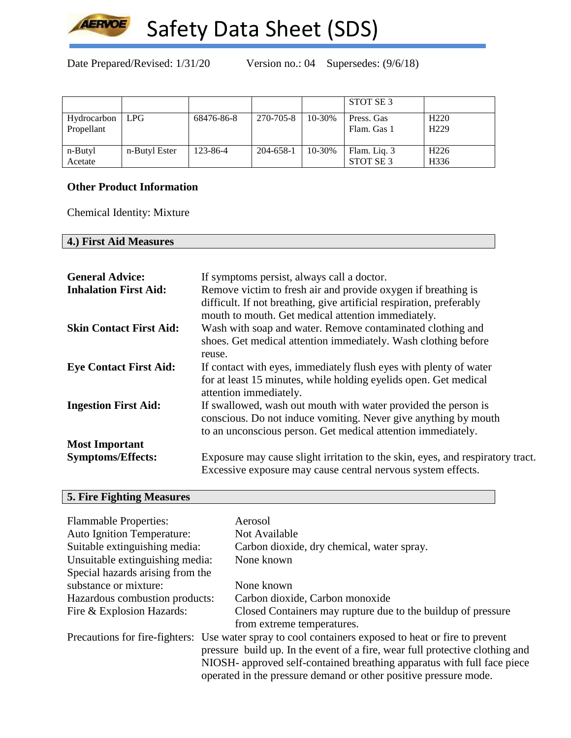Date Prepared/Revised: 1/31/20 Version no.: 04 Supersedes: (9/6/18)

| | | | | | | |
|---|---|---|---|---|---|---|
| | | | | | STOT SE 3 | |
| Hydrocarbon Propellant | LPG | 68476-86-8 | 270-705-8 | 10-30% | Press. Gas<br>Flam. Gas 1 | H220<br>H229 |
| n-Butyl Acetate | n-Butyl Ester | 123-86-4 | 204-658-1 | 10-30% | Flam. Liq. 3<br>STOT SE 3 | H226<br>H336 |

**Other Product Information**

Chemical Identity: Mixture

## 4.) First Aid Measures

**General Advice:** If symptoms persist, always call a doctor.

**Inhalation First Aid:** Remove victim to fresh air and provide oxygen if breathing is difficult. If not breathing, give artificial respiration, preferably mouth to mouth. Get medical attention immediately.

**Skin Contact First Aid:** Wash with soap and water. Remove contaminated clothing and shoes. Get medical attention immediately. Wash clothing before reuse.

**Eye Contact First Aid:** If contact with eyes, immediately flush eyes with plenty of water for at least 15 minutes, while holding eyelids open. Get medical attention immediately.

**Ingestion First Aid:** If swallowed, wash out mouth with water provided the person is conscious. Do not induce vomiting. Never give anything by mouth to an unconscious person. Get medical attention immediately.

**Most Important Symptoms/Effects:** Exposure may cause slight irritation to the skin, eyes, and respiratory tract. Excessive exposure may cause central nervous system effects.

## 5. Fire Fighting Measures

Flammable Properties: Aerosol

Auto Ignition Temperature: Not Available

Suitable extinguishing media: Carbon dioxide, dry chemical, water spray.

Unsuitable extinguishing media: None known

Special hazards arising from the substance or mixture: None known

Hazardous combustion products: Carbon dioxide, Carbon monoxide

Fire & Explosion Hazards: Closed Containers may rupture due to the buildup of pressure from extreme temperatures.

Precautions for fire-fighters: Use water spray to cool containers exposed to heat or fire to prevent pressure build up. In the event of a fire, wear full protective clothing and NIOSH- approved self-contained breathing apparatus with full face piece operated in the pressure demand or other positive pressure mode.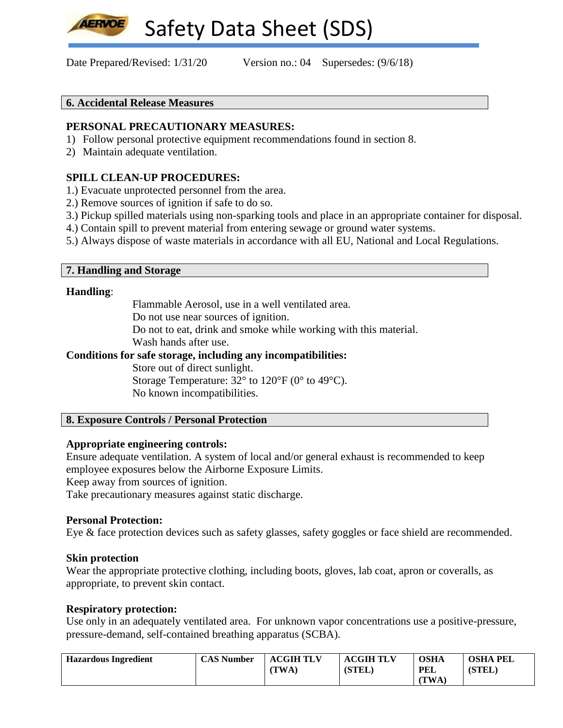## 6. Accidental Release Measures

**PERSONAL PRECAUTIONARY MEASURES:**

1) Follow personal protective equipment recommendations found in section 8.
2) Maintain adequate ventilation.

**SPILL CLEAN-UP PROCEDURES:**

1.) Evacuate unprotected personnel from the area.
2.) Remove sources of ignition if safe to do so.
3.) Pickup spilled materials using non-sparking tools and place in an appropriate container for disposal.
4.) Contain spill to prevent material from entering sewage or ground water systems.
5.) Always dispose of waste materials in accordance with all EU, National and Local Regulations.

## 7. Handling and Storage

**Handling**:

Flammable Aerosol, use in a well ventilated area.
Do not use near sources of ignition.
Do not to eat, drink and smoke while working with this material.
Wash hands after use.

**Conditions for safe storage, including any incompatibilities:**

Store out of direct sunlight.
Storage Temperature: 32° to 120°F (0° to 49°C).
No known incompatibilities.

## 8. Exposure Controls / Personal Protection

**Appropriate engineering controls:**

Ensure adequate ventilation. A system of local and/or general exhaust is recommended to keep employee exposures below the Airborne Exposure Limits.
Keep away from sources of ignition.
Take precautionary measures against static discharge.

**Personal Protection:**

Eye & face protection devices such as safety glasses, safety goggles or face shield are recommended.

**Skin protection**

Wear the appropriate protective clothing, including boots, gloves, lab coat, apron or coveralls, as appropriate, to prevent skin contact.

**Respiratory protection:**

Use only in an adequately ventilated area. For unknown vapor concentrations use a positive-pressure, pressure-demand, self-contained breathing apparatus (SCBA).

| Hazardous Ingredient | CAS Number | ACGIH TLV (TWA) | ACGIH TLV (STEL) | OSHA PEL (TWA) | OSHA PEL (STEL) |
|---|---|---|---|---|---|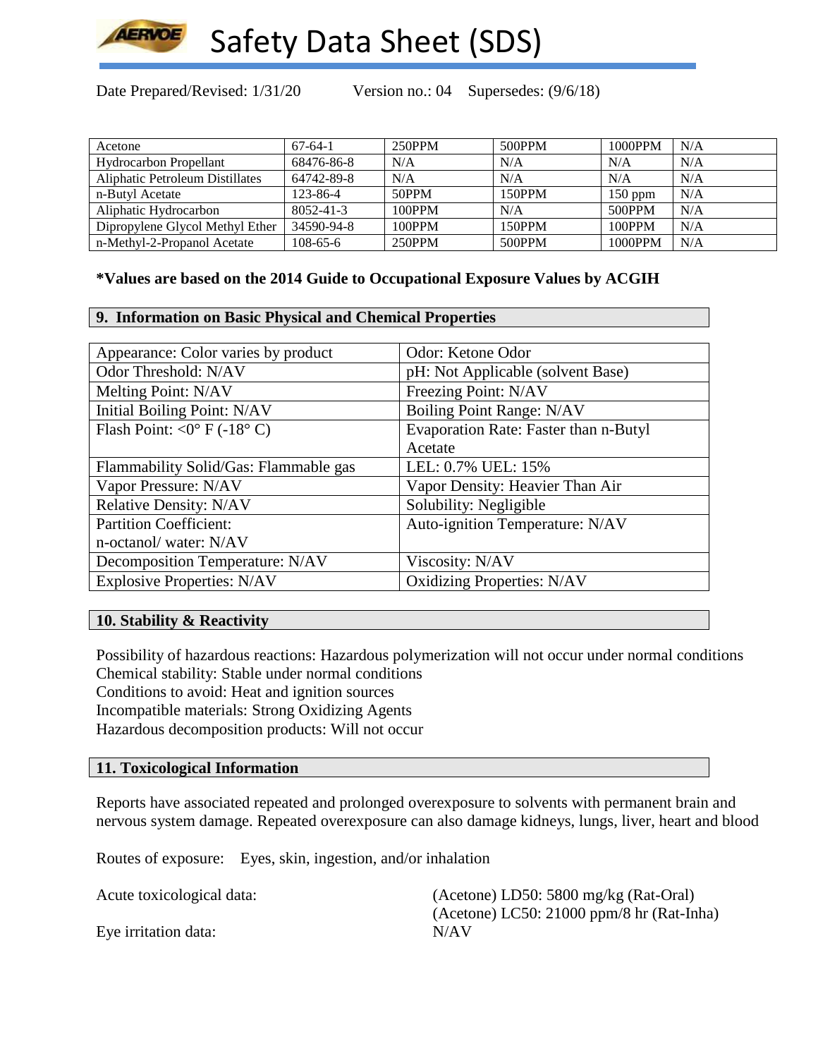# Safety Data Sheet (SDS)

Date Prepared/Revised: 1/31/20 Version no.: 04 Supersedes: (9/6/18)

| | | | | | |
|---|---|---|---|---|---|
| Acetone | 67-64-1 | 250PPM | 500PPM | 1000PPM | N/A |
| Hydrocarbon Propellant | 68476-86-8 | N/A | N/A | N/A | N/A |
| Aliphatic Petroleum Distillates | 64742-89-8 | N/A | N/A | N/A | N/A |
| n-Butyl Acetate | 123-86-4 | 50PPM | 150PPM | 150 ppm | N/A |
| Aliphatic Hydrocarbon | 8052-41-3 | 100PPM | N/A | 500PPM | N/A |
| Dipropylene Glycol Methyl Ether | 34590-94-8 | 100PPM | 150PPM | 100PPM | N/A |
| n-Methyl-2-Propanol Acetate | 108-65-6 | 250PPM | 500PPM | 1000PPM | N/A |

**\*Values are based on the 2014 Guide to Occupational Exposure Values by ACGIH**

## 9. Information on Basic Physical and Chemical Properties

| | |
|---|---|
| Appearance: Color varies by product | Odor: Ketone Odor |
| Odor Threshold: N/AV | pH: Not Applicable (solvent Base) |
| Melting Point: N/AV | Freezing Point: N/AV |
| Initial Boiling Point: N/AV | Boiling Point Range: N/AV |
| Flash Point: <0° F (-18° C) | Evaporation Rate: Faster than n-Butyl Acetate |
| Flammability Solid/Gas: Flammable gas | LEL: 0.7% UEL: 15% |
| Vapor Pressure: N/AV | Vapor Density: Heavier Than Air |
| Relative Density: N/AV | Solubility: Negligible |
| Partition Coefficient: n-octanol/ water: N/AV | Auto-ignition Temperature: N/AV |
| Decomposition Temperature: N/AV | Viscosity: N/AV |
| Explosive Properties: N/AV | Oxidizing Properties: N/AV |

## 10. Stability & Reactivity

Possibility of hazardous reactions: Hazardous polymerization will not occur under normal conditions
Chemical stability: Stable under normal conditions
Conditions to avoid: Heat and ignition sources
Incompatible materials: Strong Oxidizing Agents
Hazardous decomposition products: Will not occur

## 11. Toxicological Information

Reports have associated repeated and prolonged overexposure to solvents with permanent brain and nervous system damage. Repeated overexposure can also damage kidneys, lungs, liver, heart and blood

Routes of exposure: Eyes, skin, ingestion, and/or inhalation

Acute toxicological data: (Acetone) LD50: 5800 mg/kg (Rat-Oral)
(Acetone) LC50: 21000 ppm/8 hr (Rat-Inha)

Eye irritation data: N/AV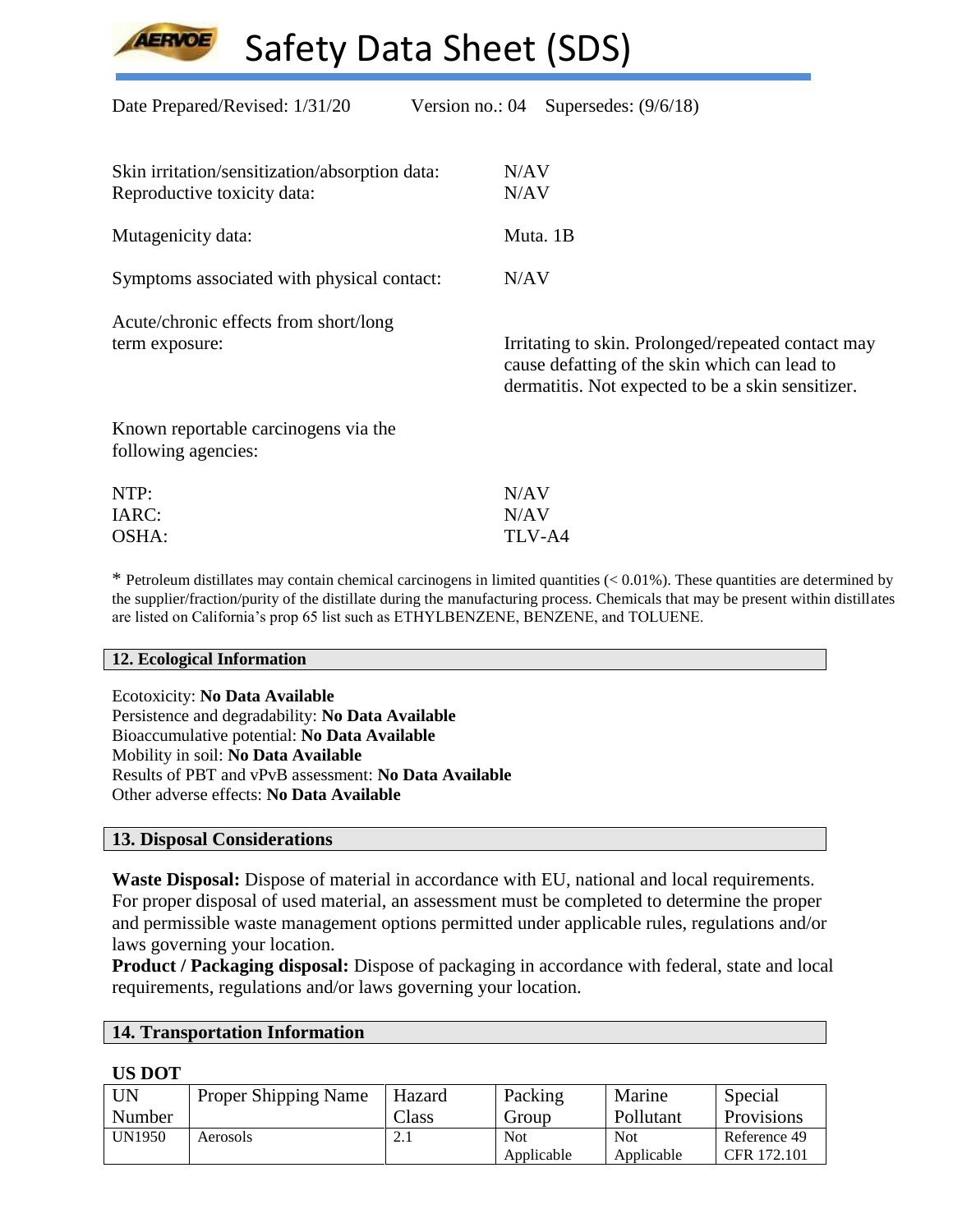Date Prepared/Revised: 1/31/20    Version no.: 04    Supersedes: (9/6/18)

Skin irritation/sensitization/absorption data: N/AV
Reproductive toxicity data: N/AV

Mutagenicity data: Muta. 1B

Symptoms associated with physical contact: N/AV

Acute/chronic effects from short/long term exposure: Irritating to skin. Prolonged/repeated contact may cause defatting of the skin which can lead to dermatitis. Not expected to be a skin sensitizer.

Known reportable carcinogens via the following agencies:

NTP: N/AV
IARC: N/AV
OSHA: TLV-A4

* Petroleum distillates may contain chemical carcinogens in limited quantities (< 0.01%). These quantities are determined by the supplier/fraction/purity of the distillate during the manufacturing process. Chemicals that may be present within distillates are listed on California's prop 65 list such as ETHYLBENZENE, BENZENE, and TOLUENE.

## 12. Ecological Information

Ecotoxicity: **No Data Available**
Persistence and degradability: **No Data Available**
Bioaccumulative potential: **No Data Available**
Mobility in soil: **No Data Available**
Results of PBT and vPvB assessment: **No Data Available**
Other adverse effects: **No Data Available**

## 13. Disposal Considerations

**Waste Disposal:** Dispose of material in accordance with EU, national and local requirements. For proper disposal of used material, an assessment must be completed to determine the proper and permissible waste management options permitted under applicable rules, regulations and/or laws governing your location.
**Product / Packaging disposal:** Dispose of packaging in accordance with federal, state and local requirements, regulations and/or laws governing your location.

## 14. Transportation Information

**US DOT**

| UN Number | Proper Shipping Name | Hazard Class | Packing Group | Marine Pollutant | Special Provisions |
|---|---|---|---|---|---|
| UN1950 | Aerosols | 2.1 | Not Applicable | Not Applicable | Reference 49 CFR 172.101 |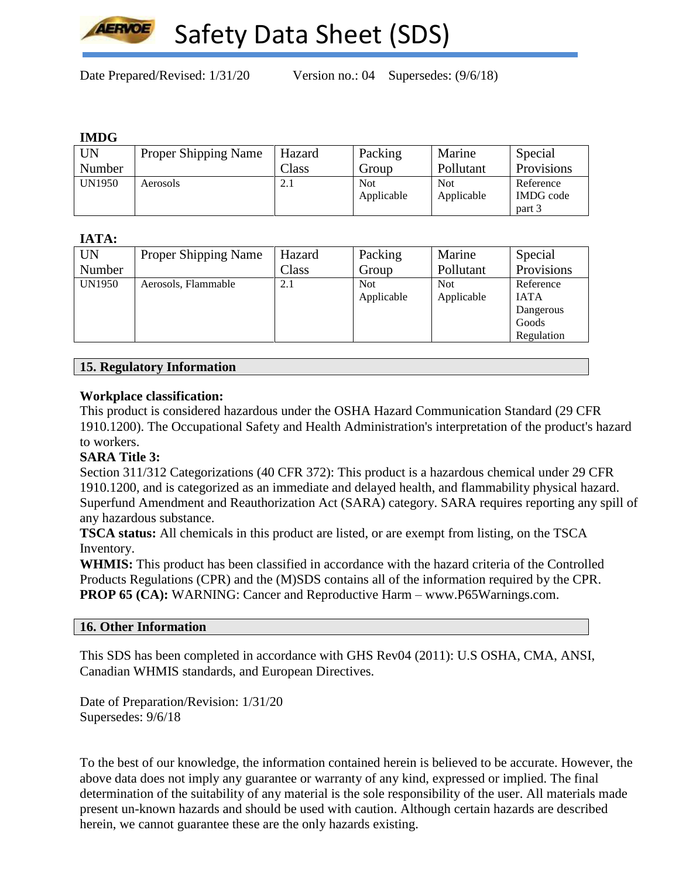Date Prepared/Revised: 1/31/20 Version no.: 04 Supersedes: (9/6/18)

**IMDG**

| UN Number | Proper Shipping Name | Hazard Class | Packing Group | Marine Pollutant | Special Provisions |
|---|---|---|---|---|---|
| UN1950 | Aerosols | 2.1 | Not Applicable | Not Applicable | Reference IMDG code part 3 |

**IATA:**

| UN Number | Proper Shipping Name | Hazard Class | Packing Group | Marine Pollutant | Special Provisions |
|---|---|---|---|---|---|
| UN1950 | Aerosols, Flammable | 2.1 | Not Applicable | Not Applicable | Reference IATA Dangerous Goods Regulation |

## 15. Regulatory Information

**Workplace classification:**
This product is considered hazardous under the OSHA Hazard Communication Standard (29 CFR 1910.1200). The Occupational Safety and Health Administration's interpretation of the product's hazard to workers.

**SARA Title 3:**
Section 311/312 Categorizations (40 CFR 372): This product is a hazardous chemical under 29 CFR 1910.1200, and is categorized as an immediate and delayed health, and flammability physical hazard. Superfund Amendment and Reauthorization Act (SARA) category. SARA requires reporting any spill of any hazardous substance.

**TSCA status:** All chemicals in this product are listed, or are exempt from listing, on the TSCA Inventory.

**WHMIS:** This product has been classified in accordance with the hazard criteria of the Controlled Products Regulations (CPR) and the (M)SDS contains all of the information required by the CPR.

**PROP 65 (CA):** WARNING: Cancer and Reproductive Harm – www.P65Warnings.com.

## 16. Other Information

This SDS has been completed in accordance with GHS Rev04 (2011): U.S OSHA, CMA, ANSI, Canadian WHMIS standards, and European Directives.

Date of Preparation/Revision: 1/31/20
Supersedes: 9/6/18

To the best of our knowledge, the information contained herein is believed to be accurate. However, the above data does not imply any guarantee or warranty of any kind, expressed or implied. The final determination of the suitability of any material is the sole responsibility of the user. All materials made present un-known hazards and should be used with caution. Although certain hazards are described herein, we cannot guarantee these are the only hazards existing.